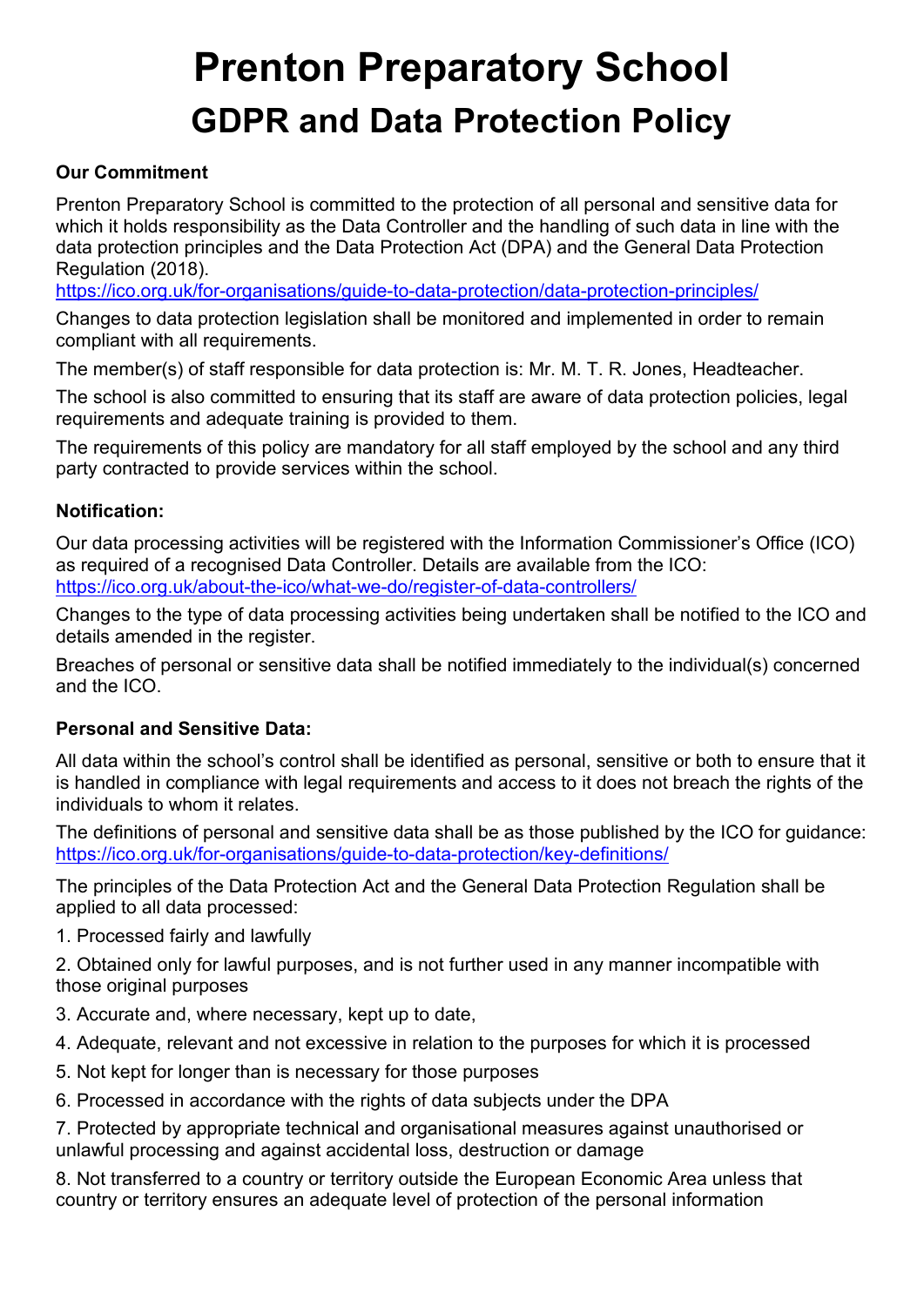# Prenton Preparatory School

## GDPR and Data Protection Policy

**Our Commitment**

Prenton Preparatory School is committed to the protection of all personal and sensitive data for which it holds responsibility as the Data Controller and the handling of such data in line with the data protection principles and the Data Protection Act (DPA) and the General Data Protection Regulation (2018).
https://ico.org.uk/for-organisations/guide-to-data-protection/data-protection-principles/

Changes to data protection legislation shall be monitored and implemented in order to remain compliant with all requirements.

The member(s) of staff responsible for data protection is: Mr. M. T. R. Jones, Headteacher.

The school is also committed to ensuring that its staff are aware of data protection policies, legal requirements and adequate training is provided to them.

The requirements of this policy are mandatory for all staff employed by the school and any third party contracted to provide services within the school.

**Notification:**

Our data processing activities will be registered with the Information Commissioner's Office (ICO) as required of a recognised Data Controller. Details are available from the ICO:
https://ico.org.uk/about-the-ico/what-we-do/register-of-data-controllers/

Changes to the type of data processing activities being undertaken shall be notified to the ICO and details amended in the register.

Breaches of personal or sensitive data shall be notified immediately to the individual(s) concerned and the ICO.

**Personal and Sensitive Data:**

All data within the school's control shall be identified as personal, sensitive or both to ensure that it is handled in compliance with legal requirements and access to it does not breach the rights of the individuals to whom it relates.

The definitions of personal and sensitive data shall be as those published by the ICO for guidance:
https://ico.org.uk/for-organisations/guide-to-data-protection/key-definitions/

The principles of the Data Protection Act and the General Data Protection Regulation shall be applied to all data processed:

1. Processed fairly and lawfully

2. Obtained only for lawful purposes, and is not further used in any manner incompatible with those original purposes

3. Accurate and, where necessary, kept up to date,

4. Adequate, relevant and not excessive in relation to the purposes for which it is processed

5. Not kept for longer than is necessary for those purposes

6. Processed in accordance with the rights of data subjects under the DPA

7. Protected by appropriate technical and organisational measures against unauthorised or unlawful processing and against accidental loss, destruction or damage

8. Not transferred to a country or territory outside the European Economic Area unless that country or territory ensures an adequate level of protection of the personal information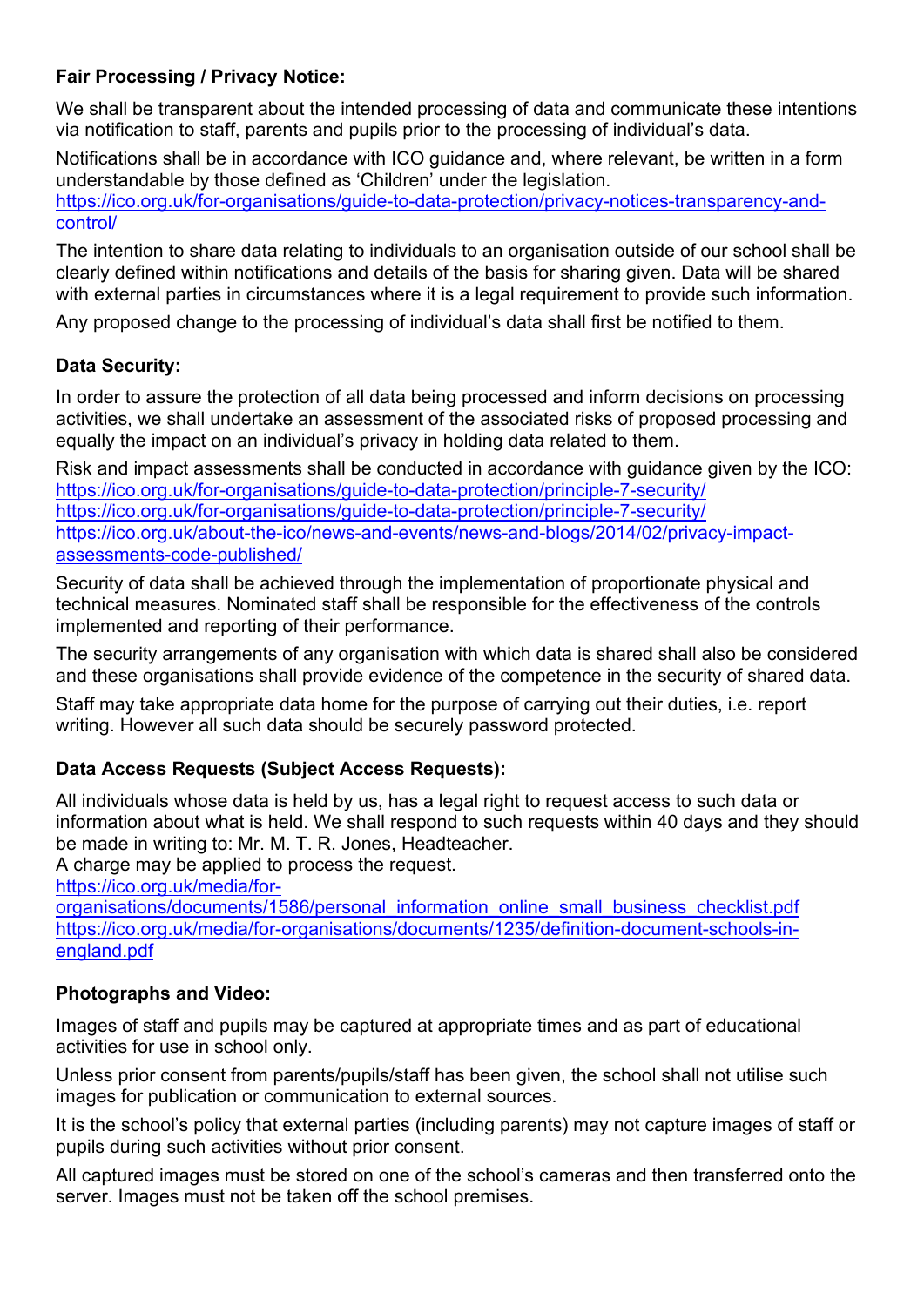**Fair Processing / Privacy Notice:**

We shall be transparent about the intended processing of data and communicate these intentions via notification to staff, parents and pupils prior to the processing of individual's data.

Notifications shall be in accordance with ICO guidance and, where relevant, be written in a form understandable by those defined as 'Children' under the legislation.
https://ico.org.uk/for-organisations/guide-to-data-protection/privacy-notices-transparency-and-control/

The intention to share data relating to individuals to an organisation outside of our school shall be clearly defined within notifications and details of the basis for sharing given. Data will be shared with external parties in circumstances where it is a legal requirement to provide such information.

Any proposed change to the processing of individual's data shall first be notified to them.

**Data Security:**

In order to assure the protection of all data being processed and inform decisions on processing activities, we shall undertake an assessment of the associated risks of proposed processing and equally the impact on an individual's privacy in holding data related to them.

Risk and impact assessments shall be conducted in accordance with guidance given by the ICO:
https://ico.org.uk/for-organisations/guide-to-data-protection/principle-7-security/
https://ico.org.uk/for-organisations/guide-to-data-protection/principle-7-security/
https://ico.org.uk/about-the-ico/news-and-events/news-and-blogs/2014/02/privacy-impact-assessments-code-published/

Security of data shall be achieved through the implementation of proportionate physical and technical measures. Nominated staff shall be responsible for the effectiveness of the controls implemented and reporting of their performance.

The security arrangements of any organisation with which data is shared shall also be considered and these organisations shall provide evidence of the competence in the security of shared data.

Staff may take appropriate data home for the purpose of carrying out their duties, i.e. report writing. However all such data should be securely password protected.

**Data Access Requests (Subject Access Requests):**

All individuals whose data is held by us, has a legal right to request access to such data or information about what is held. We shall respond to such requests within 40 days and they should be made in writing to: Mr. M. T. R. Jones, Headteacher.
A charge may be applied to process the request.
https://ico.org.uk/media/for-organisations/documents/1586/personal_information_online_small_business_checklist.pdf
https://ico.org.uk/media/for-organisations/documents/1235/definition-document-schools-in-england.pdf

**Photographs and Video:**

Images of staff and pupils may be captured at appropriate times and as part of educational activities for use in school only.

Unless prior consent from parents/pupils/staff has been given, the school shall not utilise such images for publication or communication to external sources.

It is the school's policy that external parties (including parents) may not capture images of staff or pupils during such activities without prior consent.

All captured images must be stored on one of the school's cameras and then transferred onto the server. Images must not be taken off the school premises.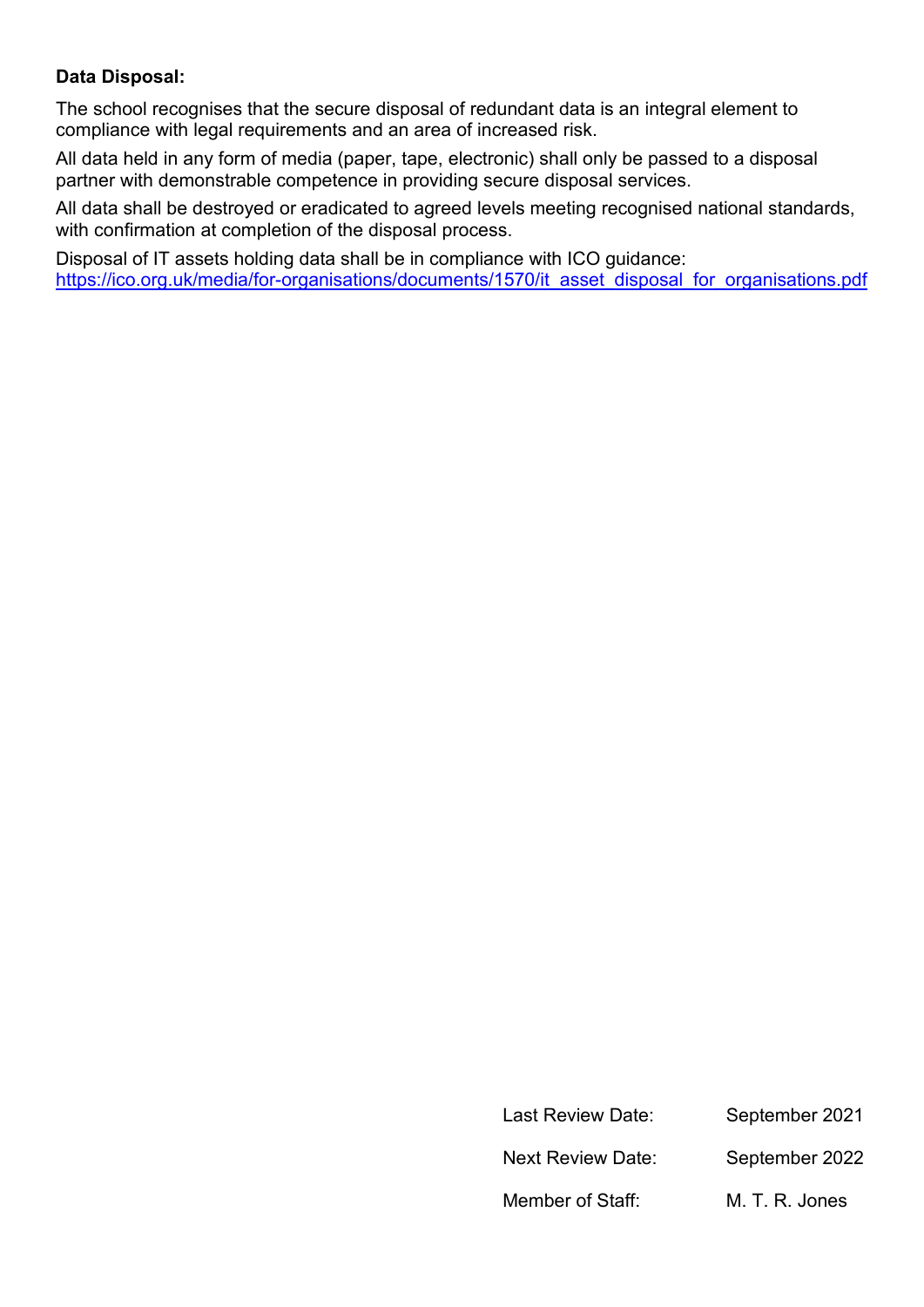**Data Disposal:**

The school recognises that the secure disposal of redundant data is an integral element to compliance with legal requirements and an area of increased risk.

All data held in any form of media (paper, tape, electronic) shall only be passed to a disposal partner with demonstrable competence in providing secure disposal services.

All data shall be destroyed or eradicated to agreed levels meeting recognised national standards, with confirmation at completion of the disposal process.

Disposal of IT assets holding data shall be in compliance with ICO guidance: [https://ico.org.uk/media/for-organisations/documents/1570/it_asset_disposal_for_organisations.pdf](https://ico.org.uk/media/for-organisations/documents/1570/it_asset_disposal_for_organisations.pdf)

| | |
|---|---|
| Last Review Date: | September 2021 |
| Next Review Date: | September 2022 |
| Member of Staff: | M. T. R. Jones |